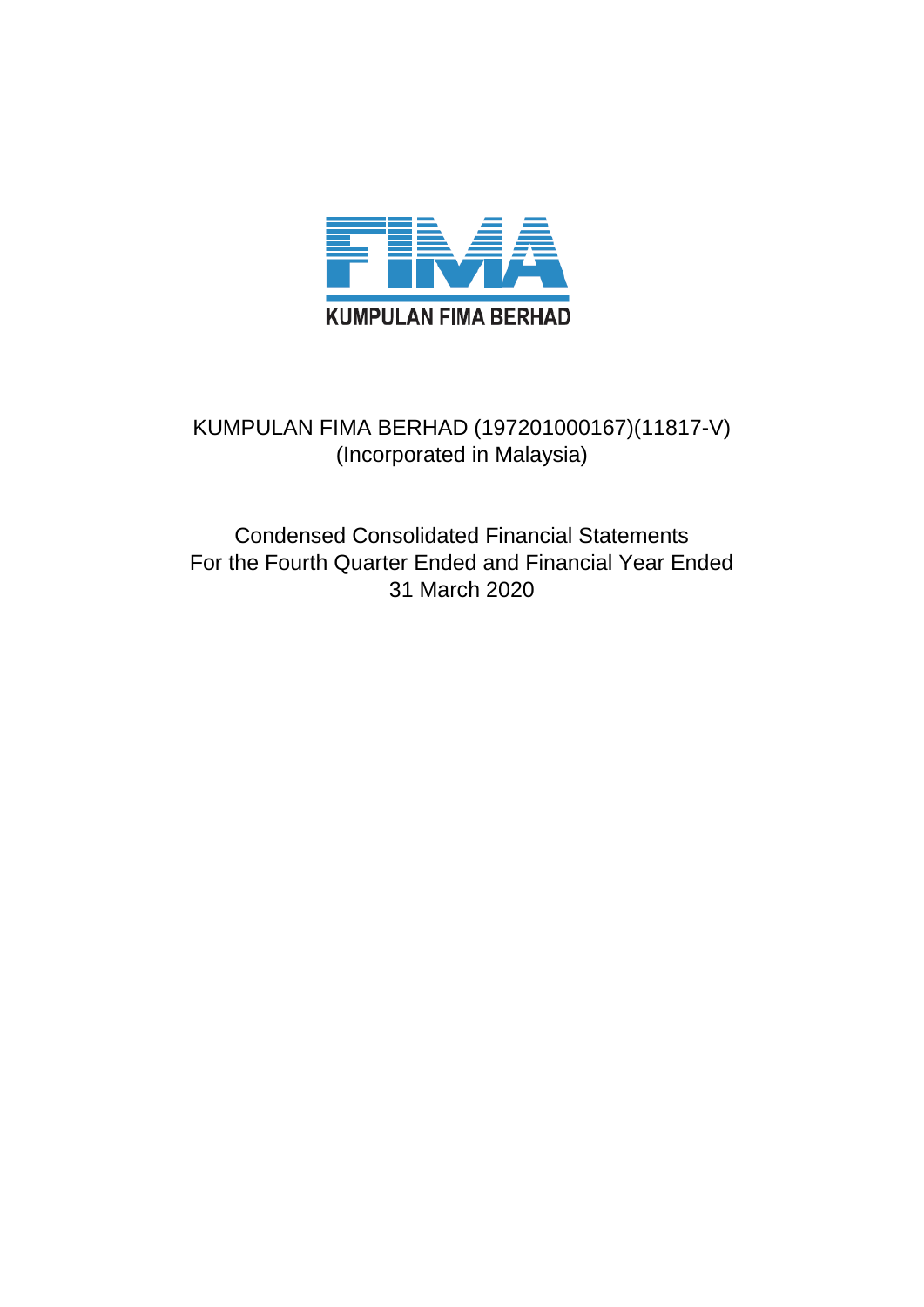KUMPULAN FIMA BERHAD

KUMPULAN FIMA BERHAD (197201000167)(11817-V)
(Incorporated in Malaysia)

Condensed Consolidated Financial Statements
For the Fourth Quarter Ended and Financial Year Ended
31 March 2020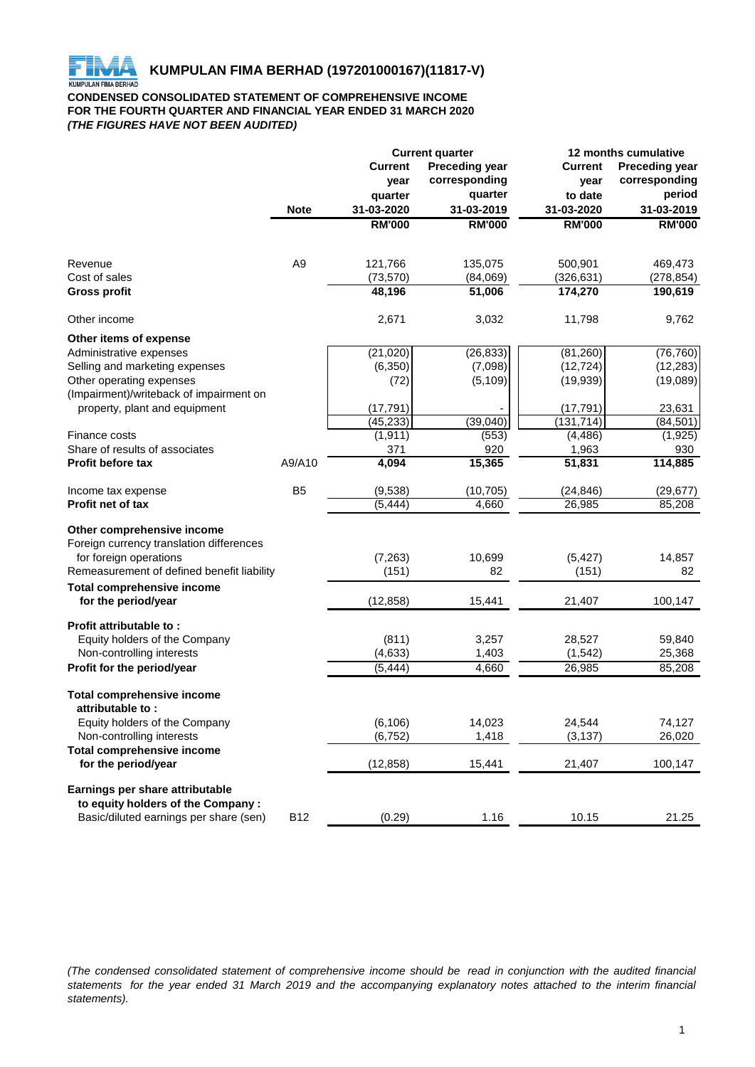# KUMPULAN FIMA BERHAD (197201000167)(11817-V)

**CONDENSED CONSOLIDATED STATEMENT OF COMPREHENSIVE INCOME**
**FOR THE FOURTH QUARTER AND FINANCIAL YEAR ENDED 31 MARCH 2020**
***(THE FIGURES HAVE NOT BEEN AUDITED)***

| | Note | Current quarter | | 12 months cumulative | |
|---|---|---|---|---|---|
| | | Current year quarter 31-03-2020 | Preceding year corresponding quarter 31-03-2019 | Current year to date 31-03-2020 | Preceding year corresponding period 31-03-2019 |
| | | RM'000 | RM'000 | RM'000 | RM'000 |
| Revenue | A9 | 121,766 | 135,075 | 500,901 | 469,473 |
| Cost of sales | | (73,570) | (84,069) | (326,631) | (278,854) |
| **Gross profit** | | **48,196** | **51,006** | **174,270** | **190,619** |
| Other income | | 2,671 | 3,032 | 11,798 | 9,762 |
| **Other items of expense** | | | | | |
| Administrative expenses | | (21,020) | (26,833) | (81,260) | (76,760) |
| Selling and marketing expenses | | (6,350) | (7,098) | (12,724) | (12,283) |
| Other operating expenses | | (72) | (5,109) | (19,939) | (19,089) |
| (Impairment)/writeback of impairment on property, plant and equipment | | (17,791) | - | (17,791) | 23,631 |
| | | (45,233) | (39,040) | (131,714) | (84,501) |
| Finance costs | | (1,911) | (553) | (4,486) | (1,925) |
| Share of results of associates | | 371 | 920 | 1,963 | 930 |
| **Profit before tax** | A9/A10 | **4,094** | **15,365** | **51,831** | **114,885** |
| Income tax expense | B5 | (9,538) | (10,705) | (24,846) | (29,677) |
| **Profit net of tax** | | (5,444) | 4,660 | 26,985 | 85,208 |
| **Other comprehensive income** | | | | | |
| Foreign currency translation differences for foreign operations | | (7,263) | 10,699 | (5,427) | 14,857 |
| Remeasurement of defined benefit liability | | (151) | 82 | (151) | 82 |
| **Total comprehensive income for the period/year** | | (12,858) | 15,441 | 21,407 | 100,147 |
| **Profit attributable to :** | | | | | |
| Equity holders of the Company | | (811) | 3,257 | 28,527 | 59,840 |
| Non-controlling interests | | (4,633) | 1,403 | (1,542) | 25,368 |
| **Profit for the period/year** | | (5,444) | 4,660 | 26,985 | 85,208 |
| **Total comprehensive income attributable to :** | | | | | |
| Equity holders of the Company | | (6,106) | 14,023 | 24,544 | 74,127 |
| Non-controlling interests | | (6,752) | 1,418 | (3,137) | 26,020 |
| **Total comprehensive income for the period/year** | | (12,858) | 15,441 | 21,407 | 100,147 |
| **Earnings per share attributable to equity holders of the Company :** | | | | | |
| Basic/diluted earnings per share (sen) | B12 | (0.29) | 1.16 | 10.15 | 21.25 |

*(The condensed consolidated statement of comprehensive income should be read in conjunction with the audited financial statements for the year ended 31 March 2019 and the accompanying explanatory notes attached to the interim financial statements).*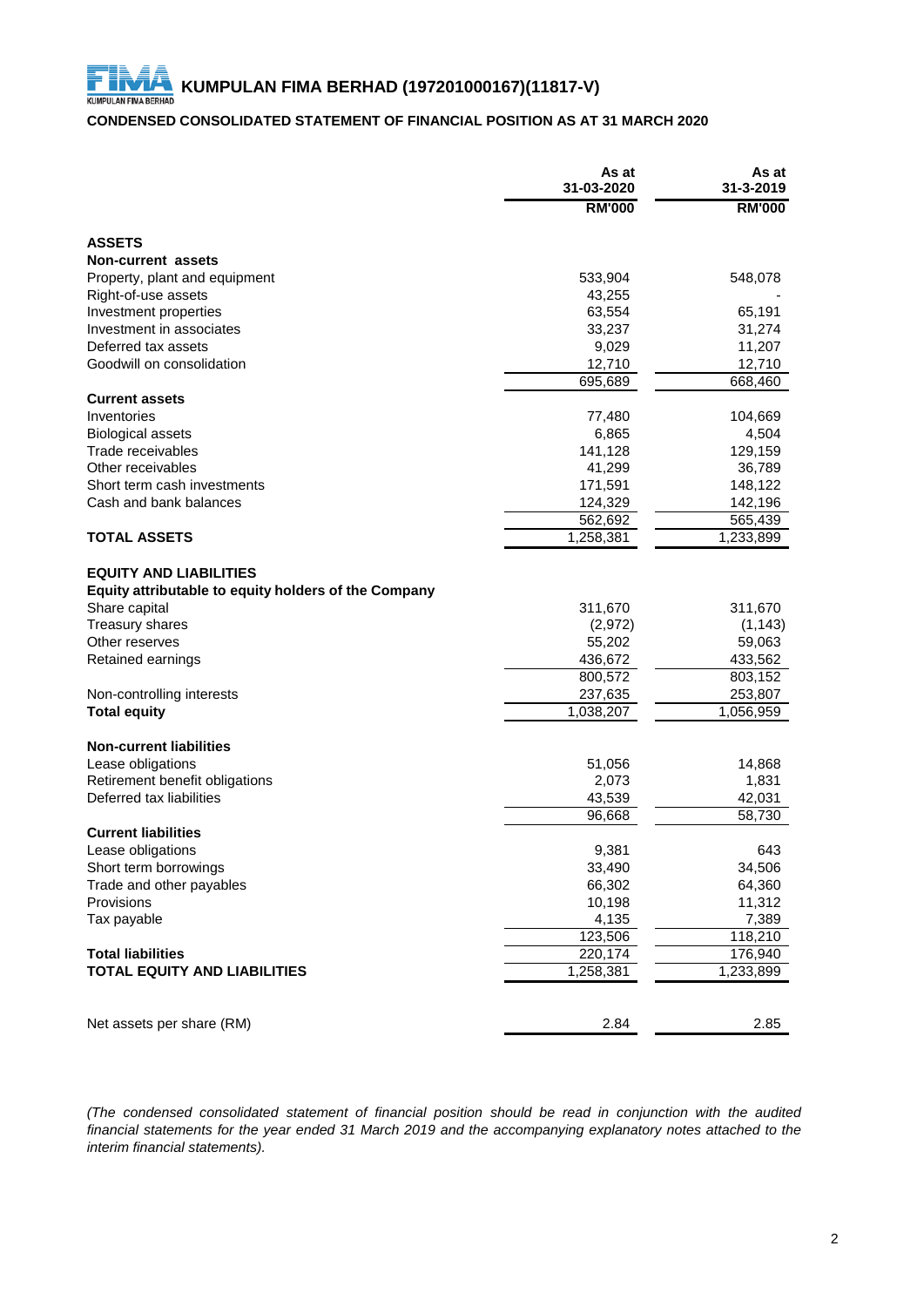# KUMPULAN FIMA BERHAD (197201000167)(11817-V)

## CONDENSED CONSOLIDATED STATEMENT OF FINANCIAL POSITION AS AT 31 MARCH 2020

| | As at 31-03-2020 RM'000 | As at 31-3-2019 RM'000 |
|---|---|---|
| **ASSETS** | | |
| **Non-current assets** | | |
| Property, plant and equipment | 533,904 | 548,078 |
| Right-of-use assets | 43,255 | - |
| Investment properties | 63,554 | 65,191 |
| Investment in associates | 33,237 | 31,274 |
| Deferred tax assets | 9,029 | 11,207 |
| Goodwill on consolidation | 12,710 | 12,710 |
| | 695,689 | 668,460 |
| **Current assets** | | |
| Inventories | 77,480 | 104,669 |
| Biological assets | 6,865 | 4,504 |
| Trade receivables | 141,128 | 129,159 |
| Other receivables | 41,299 | 36,789 |
| Short term cash investments | 171,591 | 148,122 |
| Cash and bank balances | 124,329 | 142,196 |
| | 562,692 | 565,439 |
| **TOTAL ASSETS** | 1,258,381 | 1,233,899 |
| | | |
| **EQUITY AND LIABILITIES** | | |
| **Equity attributable to equity holders of the Company** | | |
| Share capital | 311,670 | 311,670 |
| Treasury shares | (2,972) | (1,143) |
| Other reserves | 55,202 | 59,063 |
| Retained earnings | 436,672 | 433,562 |
| | 800,572 | 803,152 |
| Non-controlling interests | 237,635 | 253,807 |
| **Total equity** | 1,038,207 | 1,056,959 |
| | | |
| **Non-current liabilities** | | |
| Lease obligations | 51,056 | 14,868 |
| Retirement benefit obligations | 2,073 | 1,831 |
| Deferred tax liabilities | 43,539 | 42,031 |
| | 96,668 | 58,730 |
| **Current liabilities** | | |
| Lease obligations | 9,381 | 643 |
| Short term borrowings | 33,490 | 34,506 |
| Trade and other payables | 66,302 | 64,360 |
| Provisions | 10,198 | 11,312 |
| Tax payable | 4,135 | 7,389 |
| | 123,506 | 118,210 |
| **Total liabilities** | 220,174 | 176,940 |
| **TOTAL EQUITY AND LIABILITIES** | 1,258,381 | 1,233,899 |
| | | |
| Net assets per share (RM) | 2.84 | 2.85 |

*(The condensed consolidated statement of financial position should be read in conjunction with the audited financial statements for the year ended 31 March 2019 and the accompanying explanatory notes attached to the interim financial statements).*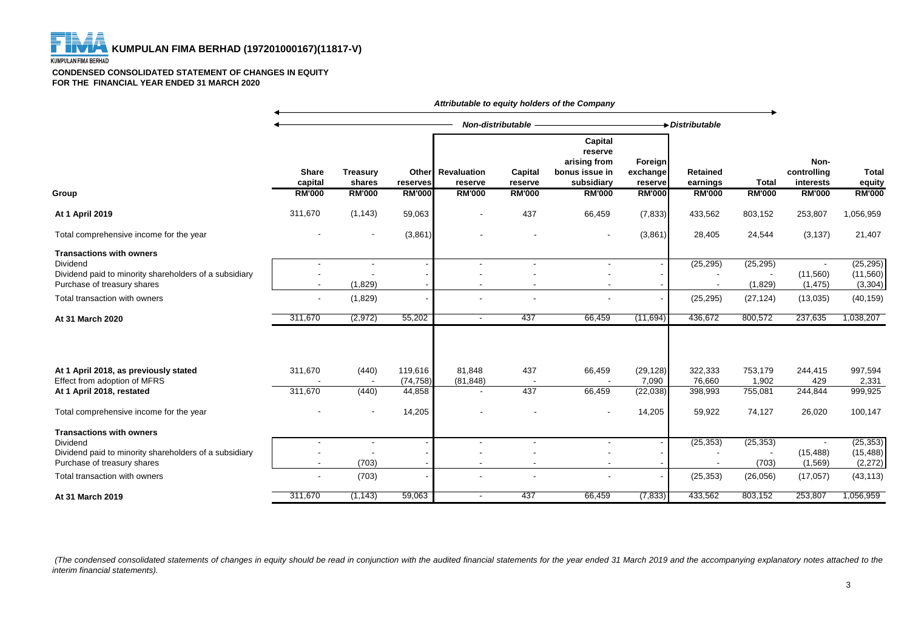# KUMPULAN FIMA BERHAD (197201000167)(11817-V)

**CONDENSED CONSOLIDATED STATEMENT OF CHANGES IN EQUITY**
**FOR THE FINANCIAL YEAR ENDED 31 MARCH 2020**

| | *Attributable to equity holders of the Company* | | | | | | | | | | |
|---|---|---|---|---|---|---|---|---|---|---|---|
| | *Non-distributable* | | | | | | | *Distributable* | | | |
| | **Share capital** | **Treasury shares** | **Other reserves** | **Revaluation reserve** | **Capital reserve** | **Capital reserve arising from bonus issue in subsidiary** | **Foreign exchange reserve** | **Retained earnings** | **Total** | **Non-controlling interests** | **Total equity** |
| **Group** | **RM'000** | **RM'000** | **RM'000** | **RM'000** | **RM'000** | **RM'000** | **RM'000** | **RM'000** | **RM'000** | **RM'000** | **RM'000** |
| **At 1 April 2019** | 311,670 | (1,143) | 59,063 | - | 437 | 66,459 | (7,833) | 433,562 | 803,152 | 253,807 | 1,056,959 |
| Total comprehensive income for the year | - | - | (3,861) | - | - | - | (3,861) | 28,405 | 24,544 | (3,137) | 21,407 |
| **Transactions with owners** | | | | | | | | | | | |
| Dividend | - | - | - | - | - | - | - | (25,295) | (25,295) | - | (25,295) |
| Dividend paid to minority shareholders of a subsidiary | - | - | - | - | - | - | - | - | - | (11,560) | (11,560) |
| Purchase of treasury shares | - | (1,829) | - | - | - | - | - | - | (1,829) | (1,475) | (3,304) |
| Total transaction with owners | - | (1,829) | - | - | - | - | - | (25,295) | (27,124) | (13,035) | (40,159) |
| **At 31 March 2020** | 311,670 | (2,972) | 55,202 | - | 437 | 66,459 | (11,694) | 436,672 | 800,572 | 237,635 | 1,038,207 |
| | | | | | | | | | | | |
| **At 1 April 2018, as previously stated** | 311,670 | (440) | 119,616 | 81,848 | 437 | 66,459 | (29,128) | 322,333 | 753,179 | 244,415 | 997,594 |
| Effect from adoption of MFRS | - | - | (74,758) | (81,848) | - | - | 7,090 | 76,660 | 1,902 | 429 | 2,331 |
| **At 1 April 2018, restated** | 311,670 | (440) | 44,858 | - | 437 | 66,459 | (22,038) | 398,993 | 755,081 | 244,844 | 999,925 |
| Total comprehensive income for the year | - | - | 14,205 | - | - | - | 14,205 | 59,922 | 74,127 | 26,020 | 100,147 |
| **Transactions with owners** | | | | | | | | | | | |
| Dividend | - | - | - | - | - | - | - | (25,353) | (25,353) | - | (25,353) |
| Dividend paid to minority shareholders of a subsidiary | - | - | - | - | - | - | - | - | - | (15,488) | (15,488) |
| Purchase of treasury shares | - | (703) | - | - | - | - | - | - | (703) | (1,569) | (2,272) |
| Total transaction with owners | - | (703) | - | - | - | - | - | (25,353) | (26,056) | (17,057) | (43,113) |
| **At 31 March 2019** | 311,670 | (1,143) | 59,063 | - | 437 | 66,459 | (7,833) | 433,562 | 803,152 | 253,807 | 1,056,959 |

*(The condensed consolidated statements of changes in equity should be read in conjunction with the audited financial statements for the year ended 31 March 2019 and the accompanying explanatory notes attached to the interim financial statements).*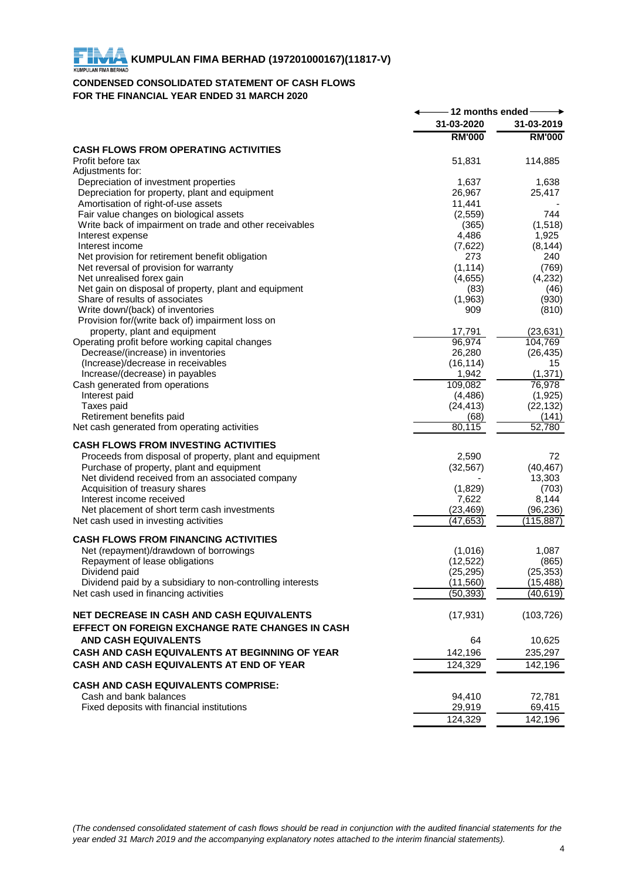**KUMPULAN FIMA BERHAD (197201000167)(11817-V)**

## CONDENSED CONSOLIDATED STATEMENT OF CASH FLOWS
## FOR THE FINANCIAL YEAR ENDED 31 MARCH 2020

| | 12 months ended | |
|---|---|---|
| | 31-03-2020 | 31-03-2019 |
| | RM'000 | RM'000 |
| **CASH FLOWS FROM OPERATING ACTIVITIES** | | |
| Profit before tax | 51,831 | 114,885 |
| Adjustments for: | | |
| Depreciation of investment properties | 1,637 | 1,638 |
| Depreciation for property, plant and equipment | 26,967 | 25,417 |
| Amortisation of right-of-use assets | 11,441 | - |
| Fair value changes on biological assets | (2,559) | 744 |
| Write back of impairment on trade and other receivables | (365) | (1,518) |
| Interest expense | 4,486 | 1,925 |
| Interest income | (7,622) | (8,144) |
| Net provision for retirement benefit obligation | 273 | 240 |
| Net reversal of provision for warranty | (1,114) | (769) |
| Net unrealised forex gain | (4,655) | (4,232) |
| Net gain on disposal of property, plant and equipment | (83) | (46) |
| Share of results of associates | (1,963) | (930) |
| Write down/(back) of inventories | 909 | (810) |
| Provision for/(write back of) impairment loss on property, plant and equipment | 17,791 | (23,631) |
| Operating profit before working capital changes | 96,974 | 104,769 |
| Decrease/(increase) in inventories | 26,280 | (26,435) |
| (Increase)/decrease in receivables | (16,114) | 15 |
| Increase/(decrease) in payables | 1,942 | (1,371) |
| Cash generated from operations | 109,082 | 76,978 |
| Interest paid | (4,486) | (1,925) |
| Taxes paid | (24,413) | (22,132) |
| Retirement benefits paid | (68) | (141) |
| Net cash generated from operating activities | 80,115 | 52,780 |
| **CASH FLOWS FROM INVESTING ACTIVITIES** | | |
| Proceeds from disposal of property, plant and equipment | 2,590 | 72 |
| Purchase of property, plant and equipment | (32,567) | (40,467) |
| Net dividend received from an associated company | - | 13,303 |
| Acquisition of treasury shares | (1,829) | (703) |
| Interest income received | 7,622 | 8,144 |
| Net placement of short term cash investments | (23,469) | (96,236) |
| Net cash used in investing activities | (47,653) | (115,887) |
| **CASH FLOWS FROM FINANCING ACTIVITIES** | | |
| Net (repayment)/drawdown of borrowings | (1,016) | 1,087 |
| Repayment of lease obligations | (12,522) | (865) |
| Dividend paid | (25,295) | (25,353) |
| Dividend paid by a subsidiary to non-controlling interests | (11,560) | (15,488) |
| Net cash used in financing activities | (50,393) | (40,619) |
| **NET DECREASE IN CASH AND CASH EQUIVALENTS** | (17,931) | (103,726) |
| **EFFECT ON FOREIGN EXCHANGE RATE CHANGES IN CASH AND CASH EQUIVALENTS** | 64 | 10,625 |
| **CASH AND CASH EQUIVALENTS AT BEGINNING OF YEAR** | 142,196 | 235,297 |
| **CASH AND CASH EQUIVALENTS AT END OF YEAR** | 124,329 | 142,196 |
| **CASH AND CASH EQUIVALENTS COMPRISE:** | | |
| Cash and bank balances | 94,410 | 72,781 |
| Fixed deposits with financial institutions | 29,919 | 69,415 |
| | 124,329 | 142,196 |

*(The condensed consolidated statement of cash flows should be read in conjunction with the audited financial statements for the year ended 31 March 2019 and the accompanying explanatory notes attached to the interim financial statements).*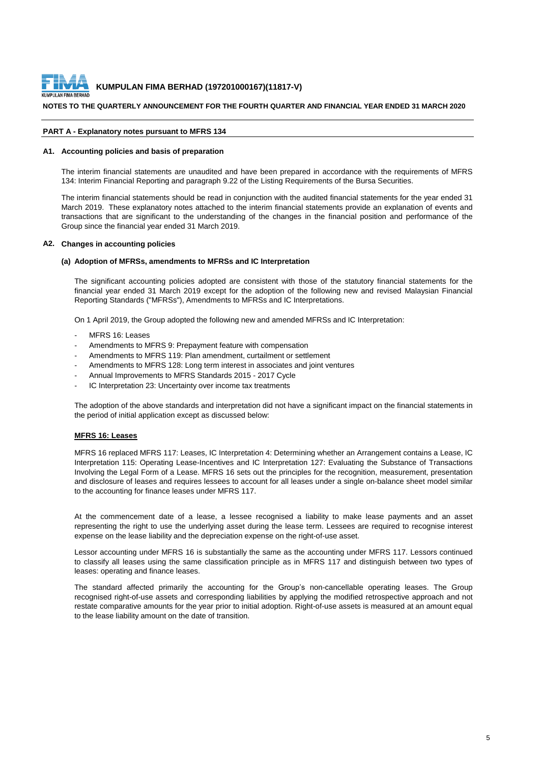**KUMPULAN FIMA BERHAD (197201000167)(11817-V)**

**NOTES TO THE QUARTERLY ANNOUNCEMENT FOR THE FOURTH QUARTER AND FINANCIAL YEAR ENDED 31 MARCH 2020**

## PART A - Explanatory notes pursuant to MFRS 134

### A1. Accounting policies and basis of preparation

The interim financial statements are unaudited and have been prepared in accordance with the requirements of MFRS 134: Interim Financial Reporting and paragraph 9.22 of the Listing Requirements of the Bursa Securities.

The interim financial statements should be read in conjunction with the audited financial statements for the year ended 31 March 2019. These explanatory notes attached to the interim financial statements provide an explanation of events and transactions that are significant to the understanding of the changes in the financial position and performance of the Group since the financial year ended 31 March 2019.

### A2. Changes in accounting policies

**(a) Adoption of MFRSs, amendments to MFRSs and IC Interpretation**

The significant accounting policies adopted are consistent with those of the statutory financial statements for the financial year ended 31 March 2019 except for the adoption of the following new and revised Malaysian Financial Reporting Standards ("MFRSs"), Amendments to MFRSs and IC Interpretations.

On 1 April 2019, the Group adopted the following new and amended MFRSs and IC Interpretation:

- MFRS 16: Leases
- Amendments to MFRS 9: Prepayment feature with compensation
- Amendments to MFRS 119: Plan amendment, curtailment or settlement
- Amendments to MFRS 128: Long term interest in associates and joint ventures
- Annual Improvements to MFRS Standards 2015 - 2017 Cycle
- IC Interpretation 23: Uncertainty over income tax treatments

The adoption of the above standards and interpretation did not have a significant impact on the financial statements in the period of initial application except as discussed below:

**MFRS 16: Leases**

MFRS 16 replaced MFRS 117: Leases, IC Interpretation 4: Determining whether an Arrangement contains a Lease, IC Interpretation 115: Operating Lease-Incentives and IC Interpretation 127: Evaluating the Substance of Transactions Involving the Legal Form of a Lease. MFRS 16 sets out the principles for the recognition, measurement, presentation and disclosure of leases and requires lessees to account for all leases under a single on-balance sheet model similar to the accounting for finance leases under MFRS 117.

At the commencement date of a lease, a lessee recognised a liability to make lease payments and an asset representing the right to use the underlying asset during the lease term. Lessees are required to recognise interest expense on the lease liability and the depreciation expense on the right-of-use asset.

Lessor accounting under MFRS 16 is substantially the same as the accounting under MFRS 117. Lessors continued to classify all leases using the same classification principle as in MFRS 117 and distinguish between two types of leases: operating and finance leases.

The standard affected primarily the accounting for the Group's non-cancellable operating leases. The Group recognised right-of-use assets and corresponding liabilities by applying the modified retrospective approach and not restate comparative amounts for the year prior to initial adoption. Right-of-use assets is measured at an amount equal to the lease liability amount on the date of transition.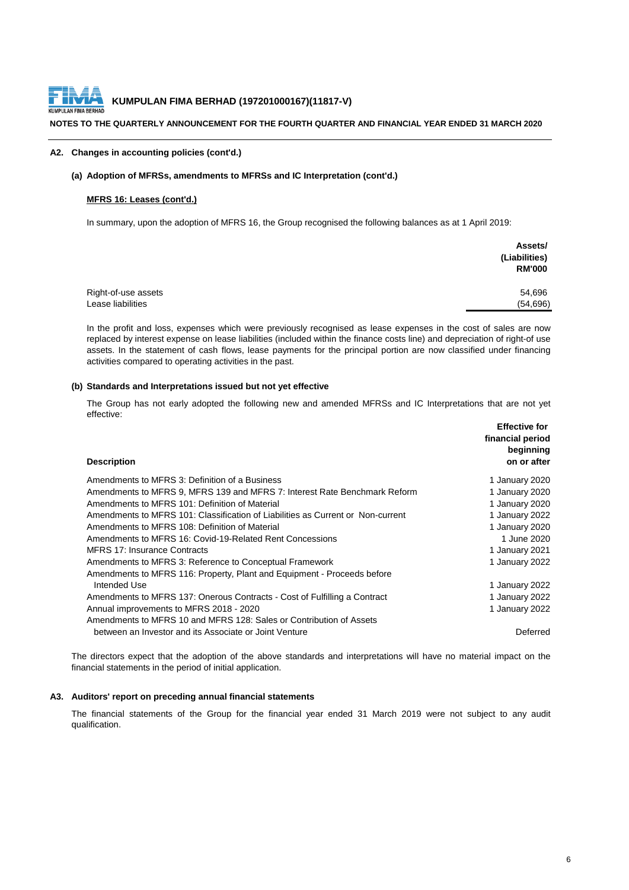### A2. Changes in accounting policies (cont'd.)

#### (a) Adoption of MFRSs, amendments to MFRSs and IC Interpretation (cont'd.)

**MFRS 16: Leases (cont'd.)**

In summary, upon the adoption of MFRS 16, the Group recognised the following balances as at 1 April 2019:

| | Assets/ (Liabilities) RM'000 |
|---|---|
| Right-of-use assets | 54,696 |
| Lease liabilities | (54,696) |

In the profit and loss, expenses which were previously recognised as lease expenses in the cost of sales are now replaced by interest expense on lease liabilities (included within the finance costs line) and depreciation of right-of use assets. In the statement of cash flows, lease payments for the principal portion are now classified under financing activities compared to operating activities in the past.

#### (b) Standards and Interpretations issued but not yet effective

The Group has not early adopted the following new and amended MFRSs and IC Interpretations that are not yet effective:

| Description | Effective for financial period beginning on or after |
|---|---|
| Amendments to MFRS 3: Definition of a Business | 1 January 2020 |
| Amendments to MFRS 9, MFRS 139 and MFRS 7: Interest Rate Benchmark Reform | 1 January 2020 |
| Amendments to MFRS 101: Definition of Material | 1 January 2020 |
| Amendments to MFRS 101: Classification of Liabilities as Current or Non-current | 1 January 2022 |
| Amendments to MFRS 108: Definition of Material | 1 January 2020 |
| Amendments to MFRS 16: Covid-19-Related Rent Concessions | 1 June 2020 |
| MFRS 17: Insurance Contracts | 1 January 2021 |
| Amendments to MFRS 3: Reference to Conceptual Framework | 1 January 2022 |
| Amendments to MFRS 116: Property, Plant and Equipment - Proceeds before Intended Use | 1 January 2022 |
| Amendments to MFRS 137: Onerous Contracts - Cost of Fulfilling a Contract | 1 January 2022 |
| Annual improvements to MFRS 2018 - 2020 | 1 January 2022 |
| Amendments to MFRS 10 and MFRS 128: Sales or Contribution of Assets between an Investor and its Associate or Joint Venture | Deferred |

The directors expect that the adoption of the above standards and interpretations will have no material impact on the financial statements in the period of initial application.

### A3. Auditors' report on preceding annual financial statements

The financial statements of the Group for the financial year ended 31 March 2019 were not subject to any audit qualification.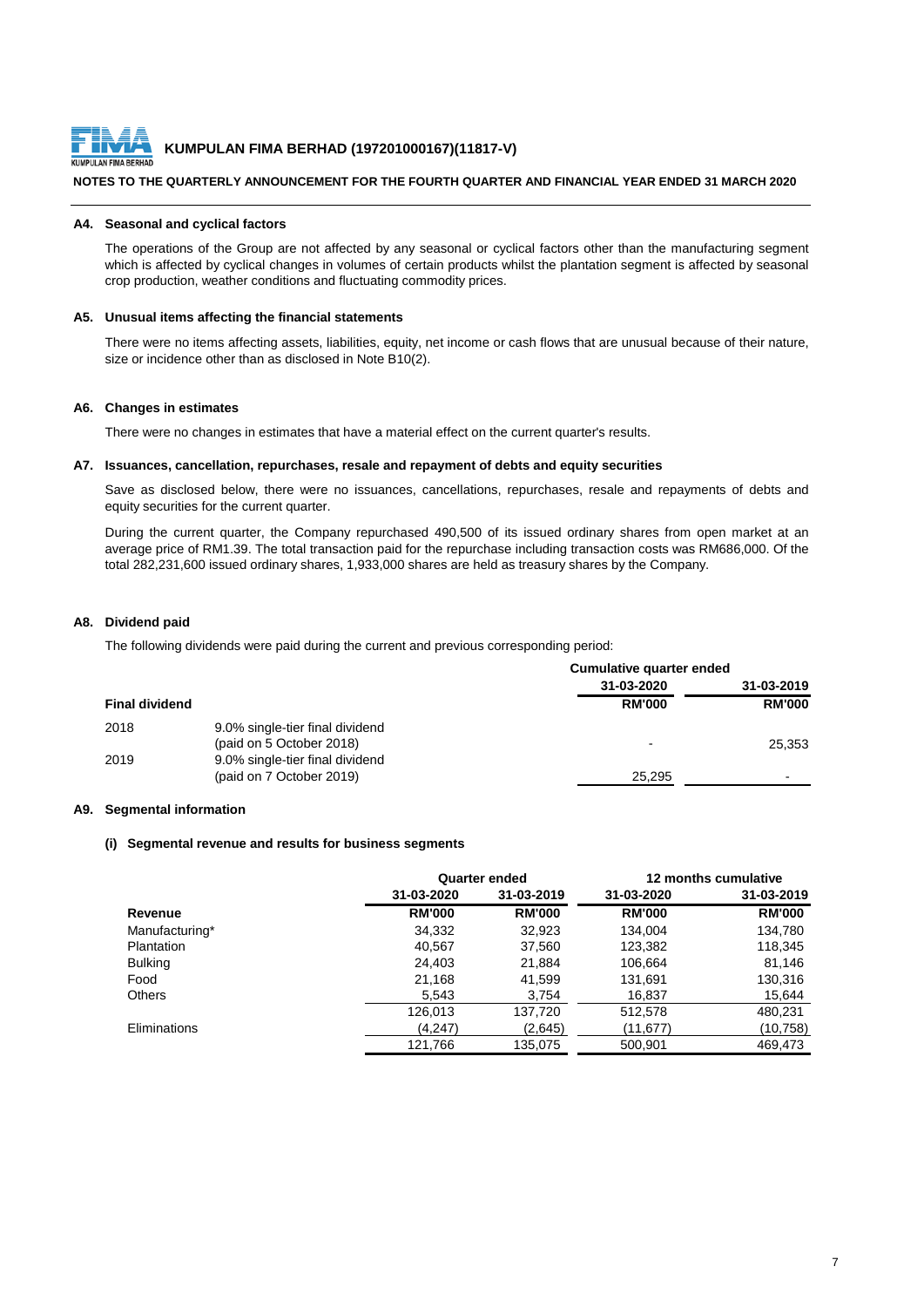**KUMPULAN FIMA BERHAD (197201000167)(11817-V)**

**NOTES TO THE QUARTERLY ANNOUNCEMENT FOR THE FOURTH QUARTER AND FINANCIAL YEAR ENDED 31 MARCH 2020**

#### A4. Seasonal and cyclical factors

The operations of the Group are not affected by any seasonal or cyclical factors other than the manufacturing segment which is affected by cyclical changes in volumes of certain products whilst the plantation segment is affected by seasonal crop production, weather conditions and fluctuating commodity prices.

#### A5. Unusual items affecting the financial statements

There were no items affecting assets, liabilities, equity, net income or cash flows that are unusual because of their nature, size or incidence other than as disclosed in Note B10(2).

#### A6. Changes in estimates

There were no changes in estimates that have a material effect on the current quarter's results.

#### A7. Issuances, cancellation, repurchases, resale and repayment of debts and equity securities

Save as disclosed below, there were no issuances, cancellations, repurchases, resale and repayments of debts and equity securities for the current quarter.

During the current quarter, the Company repurchased 490,500 of its issued ordinary shares from open market at an average price of RM1.39. The total transaction paid for the repurchase including transaction costs was RM686,000. Of the total 282,231,600 issued ordinary shares, 1,933,000 shares are held as treasury shares by the Company.

#### A8. Dividend paid

The following dividends were paid during the current and previous corresponding period:

| | | Cumulative quarter ended | |
|---|---|---|---|
| | | **31-03-2020** | **31-03-2019** |
| **Final dividend** | | **RM'000** | **RM'000** |
| 2018 | 9.0% single-tier final dividend (paid on 5 October 2018) | - | 25,353 |
| 2019 | 9.0% single-tier final dividend (paid on 7 October 2019) | 25,295 | - |

#### A9. Segmental information

**(i) Segmental revenue and results for business segments**

| | Quarter ended | | 12 months cumulative | |
|---|---|---|---|---|
| | **31-03-2020** | **31-03-2019** | **31-03-2020** | **31-03-2019** |
| **Revenue** | **RM'000** | **RM'000** | **RM'000** | **RM'000** |
| Manufacturing* | 34,332 | 32,923 | 134,004 | 134,780 |
| Plantation | 40,567 | 37,560 | 123,382 | 118,345 |
| Bulking | 24,403 | 21,884 | 106,664 | 81,146 |
| Food | 21,168 | 41,599 | 131,691 | 130,316 |
| Others | 5,543 | 3,754 | 16,837 | 15,644 |
| | 126,013 | 137,720 | 512,578 | 480,231 |
| Eliminations | (4,247) | (2,645) | (11,677) | (10,758) |
| | 121,766 | 135,075 | 500,901 | 469,473 |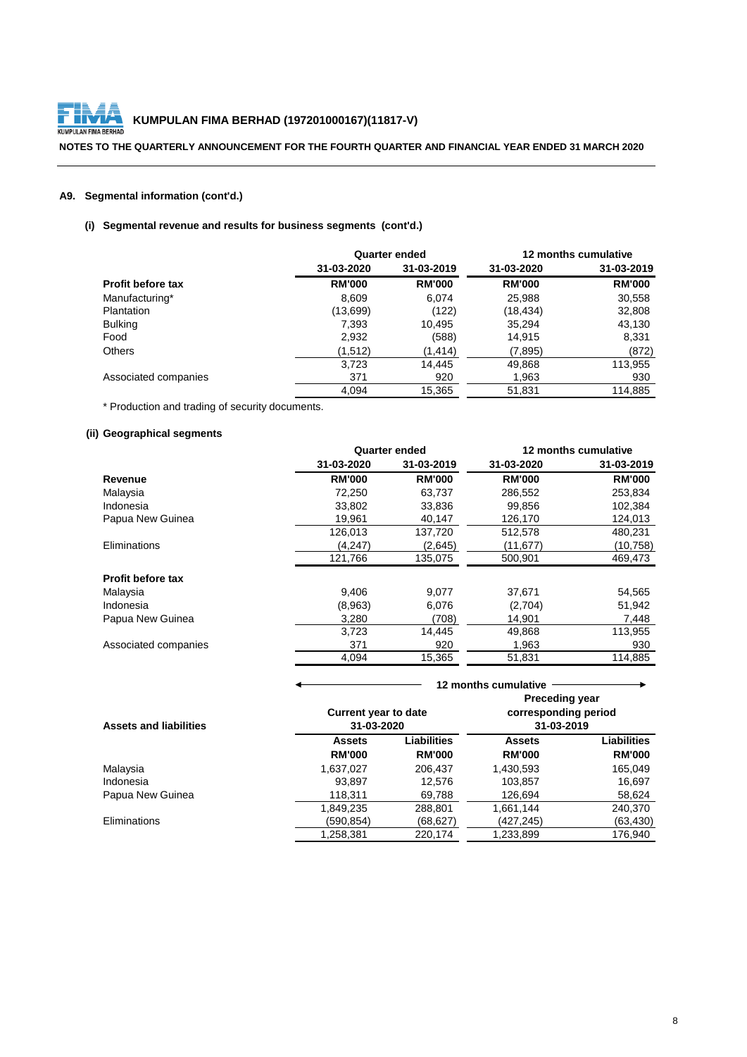**KUMPULAN FIMA BERHAD (197201000167)(11817-V)**

**NOTES TO THE QUARTERLY ANNOUNCEMENT FOR THE FOURTH QUARTER AND FINANCIAL YEAR ENDED 31 MARCH 2020**

**A9. Segmental information (cont'd.)**

**(i) Segmental revenue and results for business segments (cont'd.)**

| | Quarter ended | | 12 months cumulative | |
|---|---|---|---|---|
| | 31-03-2020 | 31-03-2019 | 31-03-2020 | 31-03-2019 |
| **Profit before tax** | **RM'000** | **RM'000** | **RM'000** | **RM'000** |
| Manufacturing* | 8,609 | 6,074 | 25,988 | 30,558 |
| Plantation | (13,699) | (122) | (18,434) | 32,808 |
| Bulking | 7,393 | 10,495 | 35,294 | 43,130 |
| Food | 2,932 | (588) | 14,915 | 8,331 |
| Others | (1,512) | (1,414) | (7,895) | (872) |
| | 3,723 | 14,445 | 49,868 | 113,955 |
| Associated companies | 371 | 920 | 1,963 | 930 |
| | 4,094 | 15,365 | 51,831 | 114,885 |

* Production and trading of security documents.

**(ii) Geographical segments**

| | Quarter ended | | 12 months cumulative | |
|---|---|---|---|---|
| | 31-03-2020 | 31-03-2019 | 31-03-2020 | 31-03-2019 |
| **Revenue** | **RM'000** | **RM'000** | **RM'000** | **RM'000** |
| Malaysia | 72,250 | 63,737 | 286,552 | 253,834 |
| Indonesia | 33,802 | 33,836 | 99,856 | 102,384 |
| Papua New Guinea | 19,961 | 40,147 | 126,170 | 124,013 |
| | 126,013 | 137,720 | 512,578 | 480,231 |
| Eliminations | (4,247) | (2,645) | (11,677) | (10,758) |
| | 121,766 | 135,075 | 500,901 | 469,473 |
| **Profit before tax** | | | | |
| Malaysia | 9,406 | 9,077 | 37,671 | 54,565 |
| Indonesia | (8,963) | 6,076 | (2,704) | 51,942 |
| Papua New Guinea | 3,280 | (708) | 14,901 | 7,448 |
| | 3,723 | 14,445 | 49,868 | 113,955 |
| Associated companies | 371 | 920 | 1,963 | 930 |
| | 4,094 | 15,365 | 51,831 | 114,885 |

| | 12 months cumulative | | | |
|---|---|---|---|---|
| | Current year to date 31-03-2020 | | Preceding year corresponding period 31-03-2019 | |
| **Assets and liabilities** | **Assets** | **Liabilities** | **Assets** | **Liabilities** |
| | **RM'000** | **RM'000** | **RM'000** | **RM'000** |
| Malaysia | 1,637,027 | 206,437 | 1,430,593 | 165,049 |
| Indonesia | 93,897 | 12,576 | 103,857 | 16,697 |
| Papua New Guinea | 118,311 | 69,788 | 126,694 | 58,624 |
| | 1,849,235 | 288,801 | 1,661,144 | 240,370 |
| Eliminations | (590,854) | (68,627) | (427,245) | (63,430) |
| | 1,258,381 | 220,174 | 1,233,899 | 176,940 |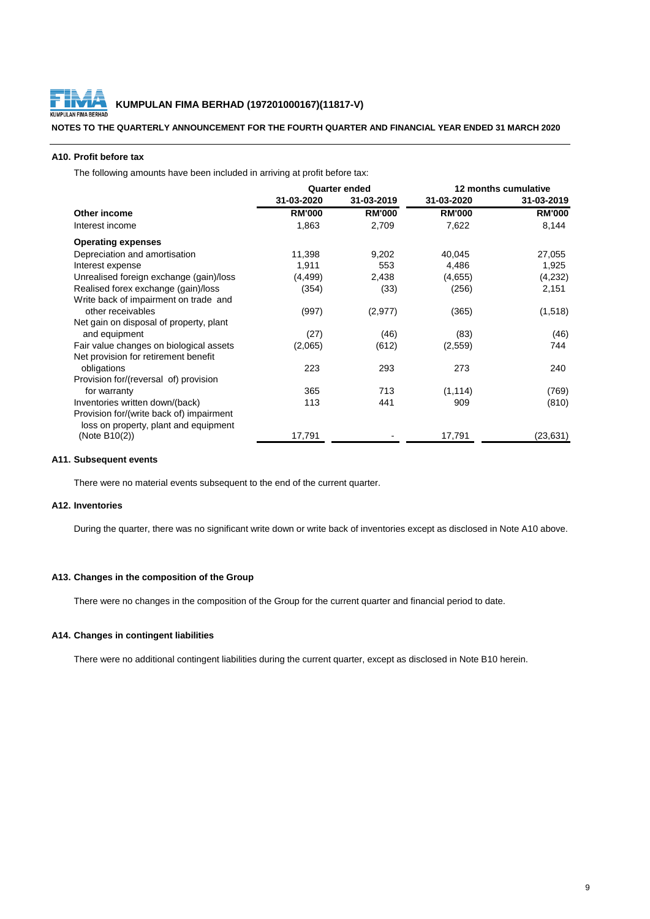**KUMPULAN FIMA BERHAD (197201000167)(11817-V)**

**NOTES TO THE QUARTERLY ANNOUNCEMENT FOR THE FOURTH QUARTER AND FINANCIAL YEAR ENDED 31 MARCH 2020**

## A10. Profit before tax

The following amounts have been included in arriving at profit before tax:

| | Quarter ended | | 12 months cumulative | |
|---|---|---|---|---|
| | 31-03-2020 | 31-03-2019 | 31-03-2020 | 31-03-2019 |
| **Other income** | **RM'000** | **RM'000** | **RM'000** | **RM'000** |
| Interest income | 1,863 | 2,709 | 7,622 | 8,144 |
| **Operating expenses** | | | | |
| Depreciation and amortisation | 11,398 | 9,202 | 40,045 | 27,055 |
| Interest expense | 1,911 | 553 | 4,486 | 1,925 |
| Unrealised foreign exchange (gain)/loss | (4,499) | 2,438 | (4,655) | (4,232) |
| Realised forex exchange (gain)/loss | (354) | (33) | (256) | 2,151 |
| Write back of impairment on trade and other receivables | (997) | (2,977) | (365) | (1,518) |
| Net gain on disposal of property, plant and equipment | (27) | (46) | (83) | (46) |
| Fair value changes on biological assets | (2,065) | (612) | (2,559) | 744 |
| Net provision for retirement benefit obligations | 223 | 293 | 273 | 240 |
| Provision for/(reversal of) provision for warranty | 365 | 713 | (1,114) | (769) |
| Inventories written down/(back) | 113 | 441 | 909 | (810) |
| Provision for/(write back of) impairment loss on property, plant and equipment (Note B10(2)) | 17,791 | - | 17,791 | (23,631) |

## A11. Subsequent events

There were no material events subsequent to the end of the current quarter.

## A12. Inventories

During the quarter, there was no significant write down or write back of inventories except as disclosed in Note A10 above.

## A13. Changes in the composition of the Group

There were no changes in the composition of the Group for the current quarter and financial period to date.

## A14. Changes in contingent liabilities

There were no additional contingent liabilities during the current quarter, except as disclosed in Note B10 herein.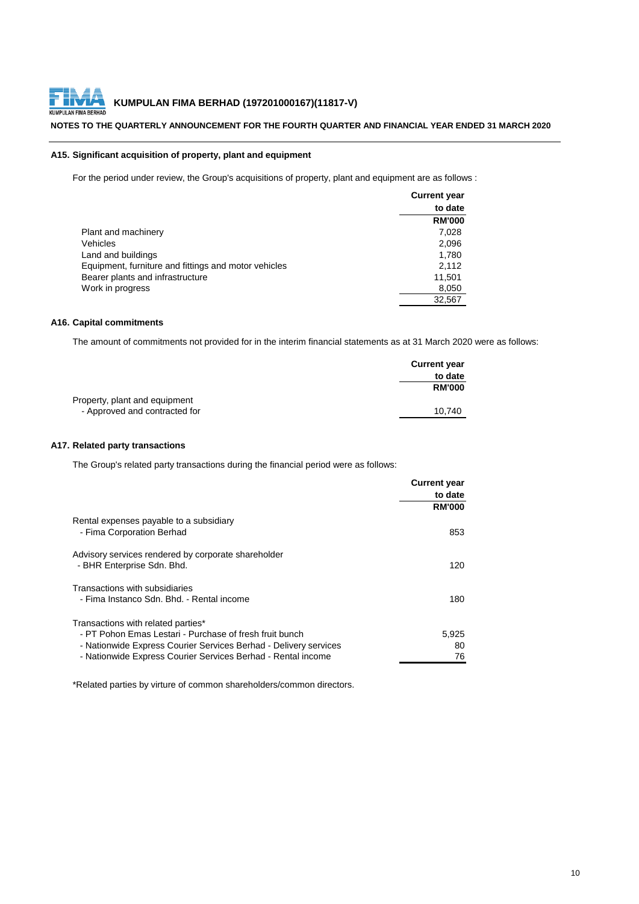**KUMPULAN FIMA BERHAD (197201000167)(11817-V)**

**NOTES TO THE QUARTERLY ANNOUNCEMENT FOR THE FOURTH QUARTER AND FINANCIAL YEAR ENDED 31 MARCH 2020**

### A15. Significant acquisition of property, plant and equipment

For the period under review, the Group's acquisitions of property, plant and equipment are as follows :

| | Current year to date |
|---|---|
| | RM'000 |
| Plant and machinery | 7,028 |
| Vehicles | 2,096 |
| Land and buildings | 1,780 |
| Equipment, furniture and fittings and motor vehicles | 2,112 |
| Bearer plants and infrastructure | 11,501 |
| Work in progress | 8,050 |
| | 32,567 |

### A16. Capital commitments

The amount of commitments not provided for in the interim financial statements as at 31 March 2020 were as follows:

| | Current year to date |
|---|---|
| | RM'000 |
| Property, plant and equipment | |
| - Approved and contracted for | 10,740 |

### A17. Related party transactions

The Group's related party transactions during the financial period were as follows:

| | Current year to date |
|---|---|
| | RM'000 |
| Rental expenses payable to a subsidiary | |
| - Fima Corporation Berhad | 853 |
| Advisory services rendered by corporate shareholder | |
| - BHR Enterprise Sdn. Bhd. | 120 |
| Transactions with subsidiaries | |
| - Fima Instanco Sdn. Bhd. - Rental income | 180 |
| Transactions with related parties* | |
| - PT Pohon Emas Lestari - Purchase of fresh fruit bunch | 5,925 |
| - Nationwide Express Courier Services Berhad - Delivery services | 80 |
| - Nationwide Express Courier Services Berhad - Rental income | 76 |

*Related parties by virtue of common shareholders/common directors.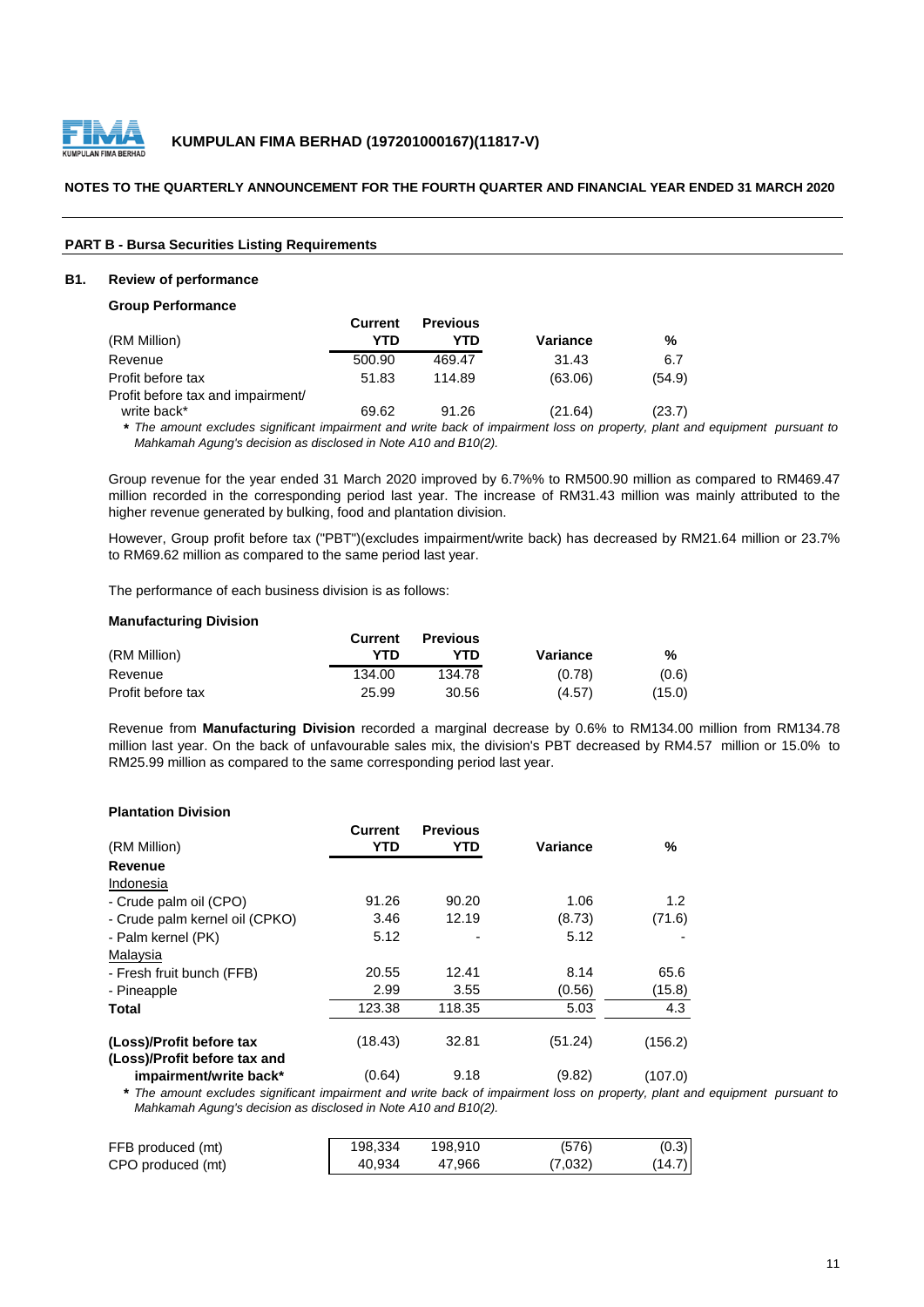**KUMPULAN FIMA BERHAD (197201000167)(11817-V)**

**NOTES TO THE QUARTERLY ANNOUNCEMENT FOR THE FOURTH QUARTER AND FINANCIAL YEAR ENDED 31 MARCH 2020**

**PART B - Bursa Securities Listing Requirements**

## B1. Review of performance

**Group Performance**

| (RM Million) | Current YTD | Previous YTD | Variance | % |
|---|---|---|---|---|
| Revenue | 500.90 | 469.47 | 31.43 | 6.7 |
| Profit before tax | 51.83 | 114.89 | (63.06) | (54.9) |
| Profit before tax and impairment/ write back* | 69.62 | 91.26 | (21.64) | (23.7) |

*\* The amount excludes significant impairment and write back of impairment loss on property, plant and equipment pursuant to Mahkamah Agung's decision as disclosed in Note A10 and B10(2).*

Group revenue for the year ended 31 March 2020 improved by 6.7%% to RM500.90 million as compared to RM469.47 million recorded in the corresponding period last year. The increase of RM31.43 million was mainly attributed to the higher revenue generated by bulking, food and plantation division.

However, Group profit before tax ("PBT")(excludes impairment/write back) has decreased by RM21.64 million or 23.7% to RM69.62 million as compared to the same period last year.

The performance of each business division is as follows:

**Manufacturing Division**

| (RM Million) | Current YTD | Previous YTD | Variance | % |
|---|---|---|---|---|
| Revenue | 134.00 | 134.78 | (0.78) | (0.6) |
| Profit before tax | 25.99 | 30.56 | (4.57) | (15.0) |

Revenue from **Manufacturing Division** recorded a marginal decrease by 0.6% to RM134.00 million from RM134.78 million last year. On the back of unfavourable sales mix, the division's PBT decreased by RM4.57 million or 15.0% to RM25.99 million as compared to the same corresponding period last year.

**Plantation Division**

| (RM Million) | Current YTD | Previous YTD | Variance | % |
|---|---|---|---|---|
| **Revenue** | | | | |
| Indonesia | | | | |
| - Crude palm oil (CPO) | 91.26 | 90.20 | 1.06 | 1.2 |
| - Crude palm kernel oil (CPKO) | 3.46 | 12.19 | (8.73) | (71.6) |
| - Palm kernel (PK) | 5.12 | - | 5.12 | - |
| Malaysia | | | | |
| - Fresh fruit bunch (FFB) | 20.55 | 12.41 | 8.14 | 65.6 |
| - Pineapple | 2.99 | 3.55 | (0.56) | (15.8) |
| **Total** | 123.38 | 118.35 | 5.03 | 4.3 |
| **(Loss)/Profit before tax** | (18.43) | 32.81 | (51.24) | (156.2) |
| **(Loss)/Profit before tax and impairment/write back*** | (0.64) | 9.18 | (9.82) | (107.0) |

*\* The amount excludes significant impairment and write back of impairment loss on property, plant and equipment pursuant to Mahkamah Agung's decision as disclosed in Note A10 and B10(2).*

| | | | | |
|---|---|---|---|---|
| FFB produced (mt) | 198,334 | 198,910 | (576) | (0.3) |
| CPO produced (mt) | 40,934 | 47,966 | (7,032) | (14.7) |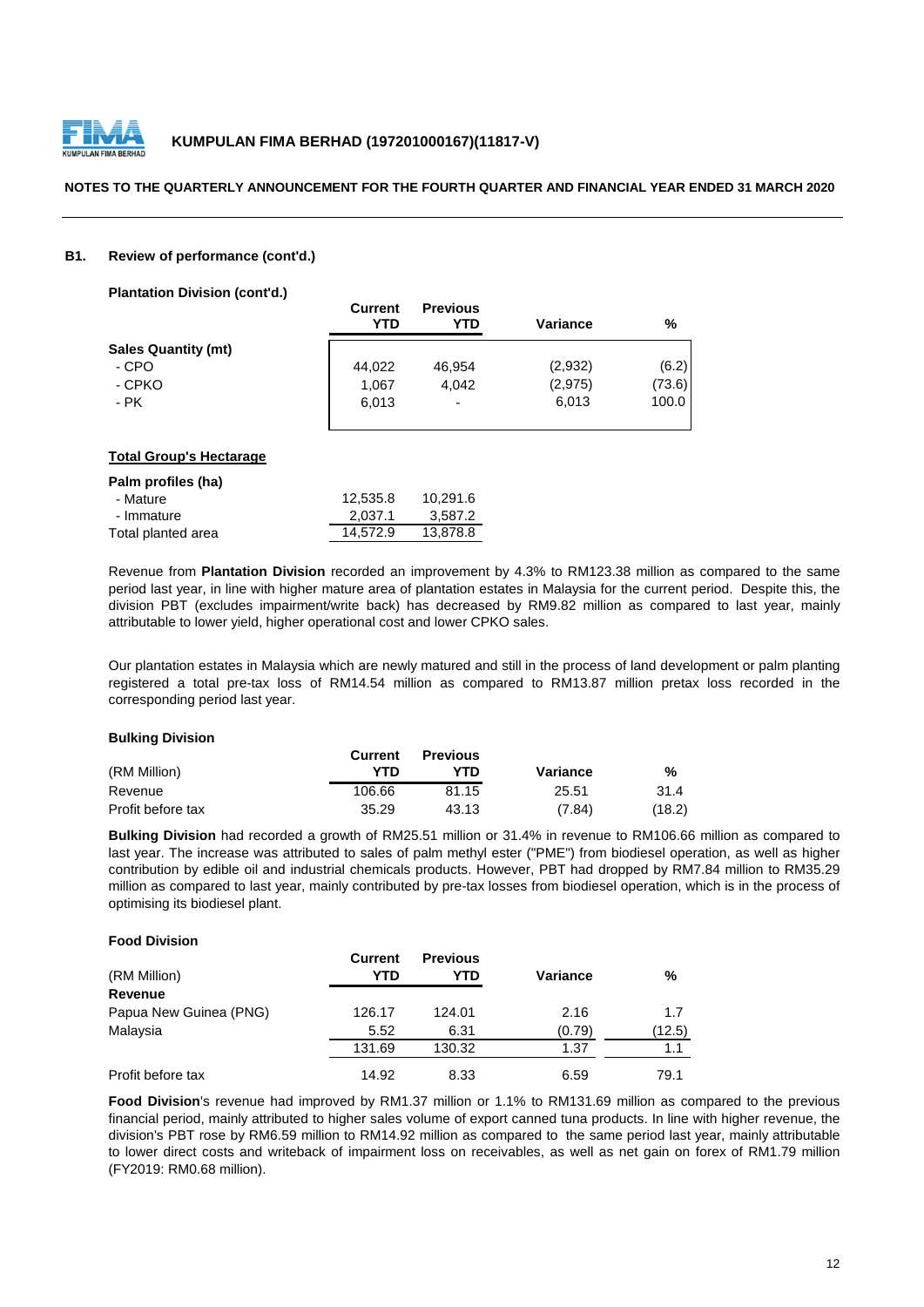**B1. Review of performance (cont'd.)**

**Plantation Division (cont'd.)**

| | Current YTD | Previous YTD | Variance | % |
|---|---|---|---|---|
| **Sales Quantity (mt)** | | | | |
| - CPO | 44,022 | 46,954 | (2,932) | (6.2) |
| - CPKO | 1,067 | 4,042 | (2,975) | (73.6) |
| - PK | 6,013 | - | 6,013 | 100.0 |

**Total Group's Hectarage**

| **Palm profiles (ha)** | | |
|---|---|---|
| - Mature | 12,535.8 | 10,291.6 |
| - Immature | 2,037.1 | 3,587.2 |
| Total planted area | 14,572.9 | 13,878.8 |

Revenue from **Plantation Division** recorded an improvement by 4.3% to RM123.38 million as compared to the same period last year, in line with higher mature area of plantation estates in Malaysia for the current period. Despite this, the division PBT (excludes impairment/write back) has decreased by RM9.82 million as compared to last year, mainly attributable to lower yield, higher operational cost and lower CPKO sales.

Our plantation estates in Malaysia which are newly matured and still in the process of land development or palm planting registered a total pre-tax loss of RM14.54 million as compared to RM13.87 million pretax loss recorded in the corresponding period last year.

**Bulking Division**

| (RM Million) | Current YTD | Previous YTD | Variance | % |
|---|---|---|---|---|
| Revenue | 106.66 | 81.15 | 25.51 | 31.4 |
| Profit before tax | 35.29 | 43.13 | (7.84) | (18.2) |

**Bulking Division** had recorded a growth of RM25.51 million or 31.4% in revenue to RM106.66 million as compared to last year. The increase was attributed to sales of palm methyl ester ("PME") from biodiesel operation, as well as higher contribution by edible oil and industrial chemicals products. However, PBT had dropped by RM7.84 million to RM35.29 million as compared to last year, mainly contributed by pre-tax losses from biodiesel operation, which is in the process of optimising its biodiesel plant.

**Food Division**

| (RM Million) | Current YTD | Previous YTD | Variance | % |
|---|---|---|---|---|
| **Revenue** | | | | |
| Papua New Guinea (PNG) | 126.17 | 124.01 | 2.16 | 1.7 |
| Malaysia | 5.52 | 6.31 | (0.79) | (12.5) |
| | 131.69 | 130.32 | 1.37 | 1.1 |
| Profit before tax | 14.92 | 8.33 | 6.59 | 79.1 |

**Food Division**'s revenue had improved by RM1.37 million or 1.1% to RM131.69 million as compared to the previous financial period, mainly attributed to higher sales volume of export canned tuna products. In line with higher revenue, the division's PBT rose by RM6.59 million to RM14.92 million as compared to the same period last year, mainly attributable to lower direct costs and writeback of impairment loss on receivables, as well as net gain on forex of RM1.79 million (FY2019: RM0.68 million).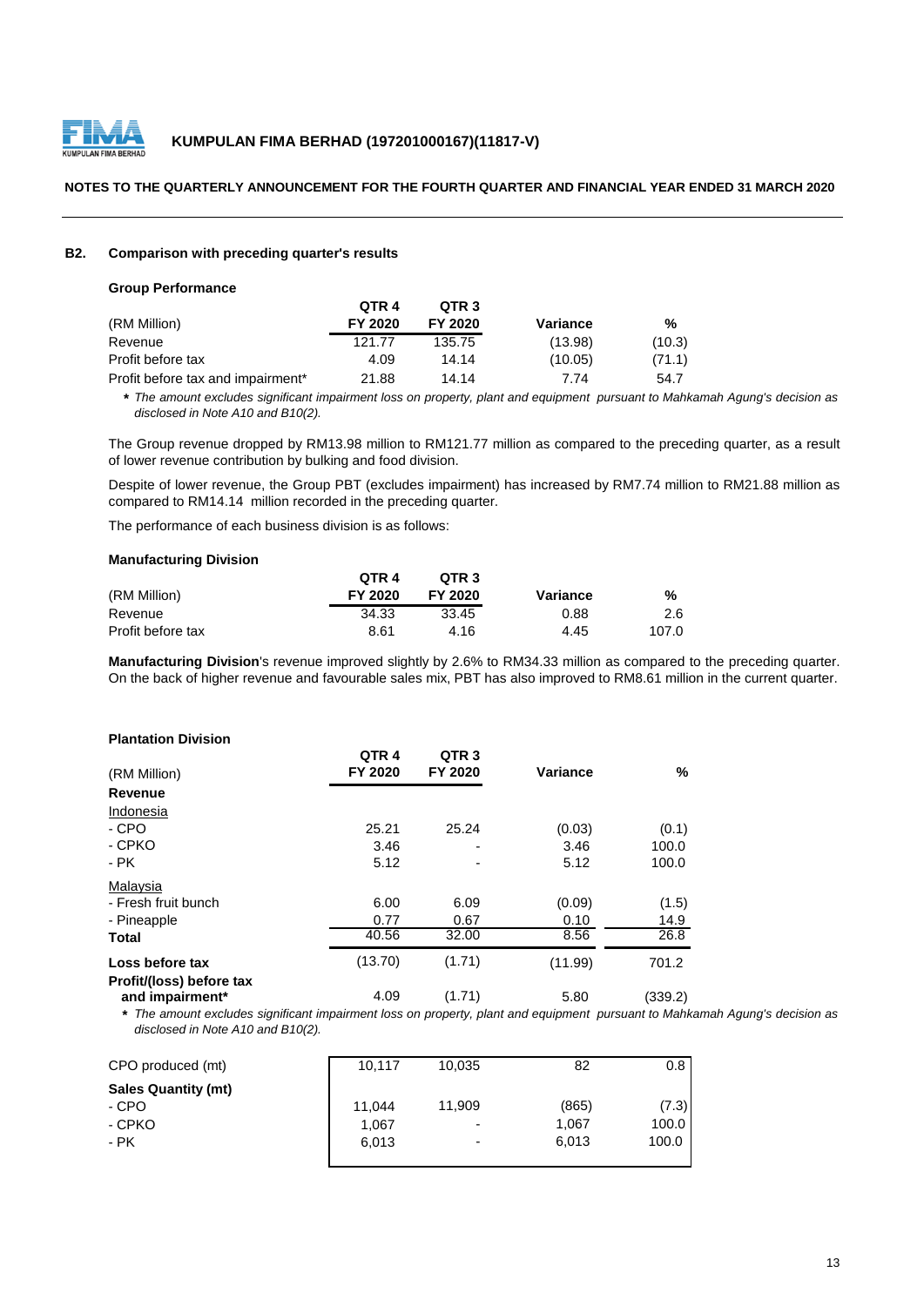**B2. Comparison with preceding quarter's results**

**Group Performance**

| (RM Million) | QTR 4 FY 2020 | QTR 3 FY 2020 | Variance | % |
|---|---|---|---|---|
| Revenue | 121.77 | 135.75 | (13.98) | (10.3) |
| Profit before tax | 4.09 | 14.14 | (10.05) | (71.1) |
| Profit before tax and impairment* | 21.88 | 14.14 | 7.74 | 54.7 |

*\* The amount excludes significant impairment loss on property, plant and equipment pursuant to Mahkamah Agung's decision as disclosed in Note A10 and B10(2).*

The Group revenue dropped by RM13.98 million to RM121.77 million as compared to the preceding quarter, as a result of lower revenue contribution by bulking and food division.

Despite of lower revenue, the Group PBT (excludes impairment) has increased by RM7.74 million to RM21.88 million as compared to RM14.14 million recorded in the preceding quarter.

The performance of each business division is as follows:

**Manufacturing Division**

| (RM Million) | QTR 4 FY 2020 | QTR 3 FY 2020 | Variance | % |
|---|---|---|---|---|
| Revenue | 34.33 | 33.45 | 0.88 | 2.6 |
| Profit before tax | 8.61 | 4.16 | 4.45 | 107.0 |

**Manufacturing Division**'s revenue improved slightly by 2.6% to RM34.33 million as compared to the preceding quarter. On the back of higher revenue and favourable sales mix, PBT has also improved to RM8.61 million in the current quarter.

**Plantation Division**

| (RM Million) | QTR 4 FY 2020 | QTR 3 FY 2020 | Variance | % |
|---|---|---|---|---|
| **Revenue** | | | | |
| Indonesia | | | | |
| - CPO | 25.21 | 25.24 | (0.03) | (0.1) |
| - CPKO | 3.46 | - | 3.46 | 100.0 |
| - PK | 5.12 | - | 5.12 | 100.0 |
| Malaysia | | | | |
| - Fresh fruit bunch | 6.00 | 6.09 | (0.09) | (1.5) |
| - Pineapple | 0.77 | 0.67 | 0.10 | 14.9 |
| **Total** | 40.56 | 32.00 | 8.56 | 26.8 |
| **Loss before tax** | (13.70) | (1.71) | (11.99) | 701.2 |
| **Profit/(loss) before tax and impairment*** | 4.09 | (1.71) | 5.80 | (339.2) |

*\* The amount excludes significant impairment loss on property, plant and equipment pursuant to Mahkamah Agung's decision as disclosed in Note A10 and B10(2).*

| | QTR 4 FY 2020 | QTR 3 FY 2020 | Variance | % |
|---|---|---|---|---|
| CPO produced (mt) | 10,117 | 10,035 | 82 | 0.8 |
| **Sales Quantity (mt)** | | | | |
| - CPO | 11,044 | 11,909 | (865) | (7.3) |
| - CPKO | 1,067 | - | 1,067 | 100.0 |
| - PK | 6,013 | - | 6,013 | 100.0 |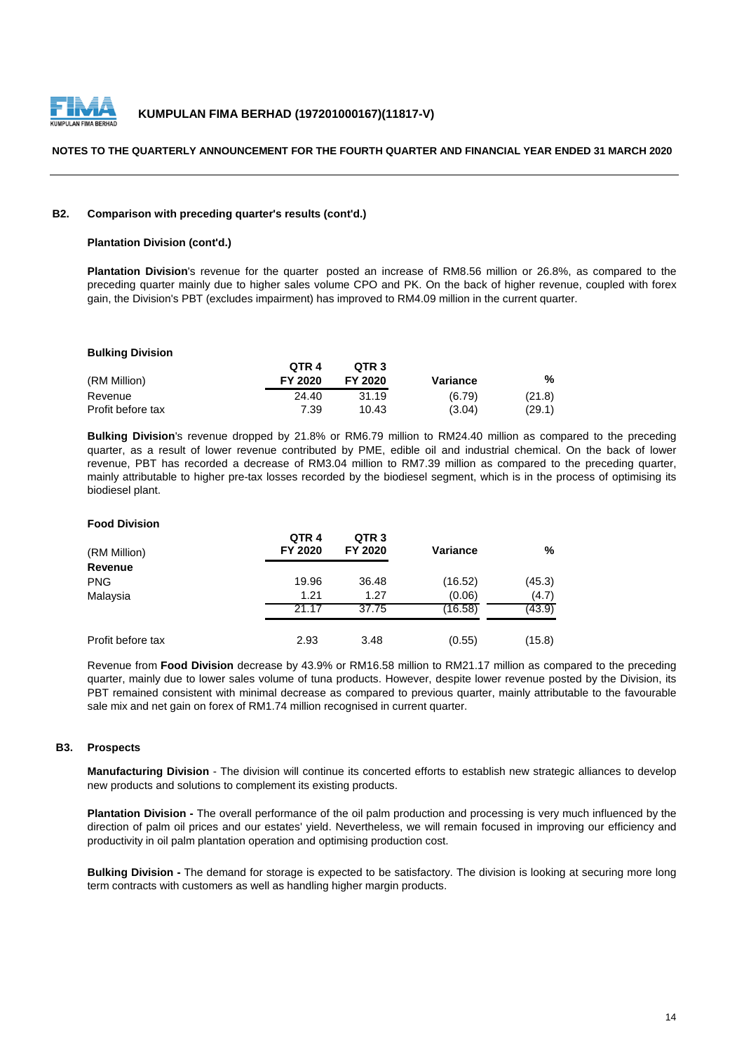**B2. Comparison with preceding quarter's results (cont'd.)**

**Plantation Division (cont'd.)**

**Plantation Division**'s revenue for the quarter posted an increase of RM8.56 million or 26.8%, as compared to the preceding quarter mainly due to higher sales volume CPO and PK. On the back of higher revenue, coupled with forex gain, the Division's PBT (excludes impairment) has improved to RM4.09 million in the current quarter.

**Bulking Division**

| (RM Million) | QTR 4 FY 2020 | QTR 3 FY 2020 | Variance | % |
|---|---|---|---|---|
| Revenue | 24.40 | 31.19 | (6.79) | (21.8) |
| Profit before tax | 7.39 | 10.43 | (3.04) | (29.1) |

**Bulking Division**'s revenue dropped by 21.8% or RM6.79 million to RM24.40 million as compared to the preceding quarter, as a result of lower revenue contributed by PME, edible oil and industrial chemical. On the back of lower revenue, PBT has recorded a decrease of RM3.04 million to RM7.39 million as compared to the preceding quarter, mainly attributable to higher pre-tax losses recorded by the biodiesel segment, which is in the process of optimising its biodiesel plant.

**Food Division**

| (RM Million) | QTR 4 FY 2020 | QTR 3 FY 2020 | Variance | % |
|---|---|---|---|---|
| **Revenue** | | | | |
| PNG | 19.96 | 36.48 | (16.52) | (45.3) |
| Malaysia | 1.21 | 1.27 | (0.06) | (4.7) |
| | 21.17 | 37.75 | (16.58) | (43.9) |
| Profit before tax | 2.93 | 3.48 | (0.55) | (15.8) |

Revenue from **Food Division** decrease by 43.9% or RM16.58 million to RM21.17 million as compared to the preceding quarter, mainly due to lower sales volume of tuna products. However, despite lower revenue posted by the Division, its PBT remained consistent with minimal decrease as compared to previous quarter, mainly attributable to the favourable sale mix and net gain on forex of RM1.74 million recognised in current quarter.

**B3. Prospects**

**Manufacturing Division** - The division will continue its concerted efforts to establish new strategic alliances to develop new products and solutions to complement its existing products.

**Plantation Division -** The overall performance of the oil palm production and processing is very much influenced by the direction of palm oil prices and our estates' yield. Nevertheless, we will remain focused in improving our efficiency and productivity in oil palm plantation operation and optimising production cost.

**Bulking Division -** The demand for storage is expected to be satisfactory. The division is looking at securing more long term contracts with customers as well as handling higher margin products.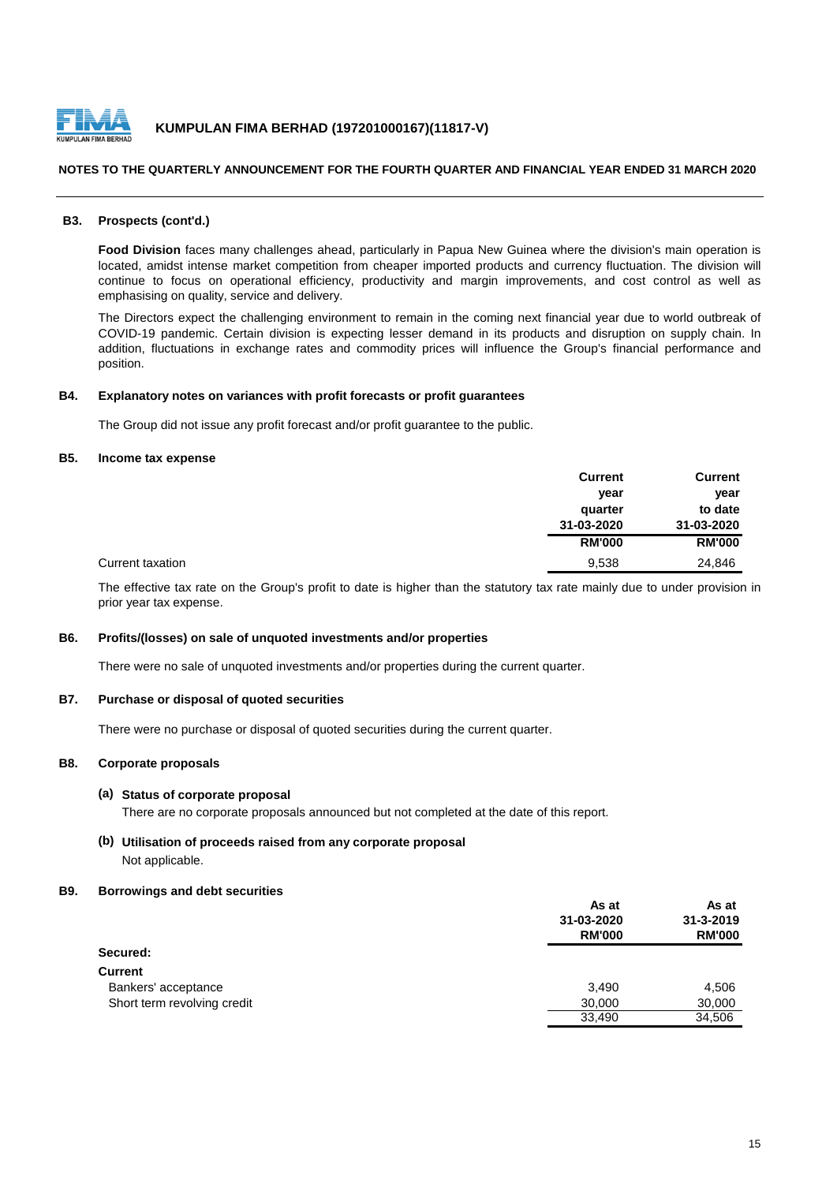**KUMPULAN FIMA BERHAD (197201000167)(11817-V)**

**NOTES TO THE QUARTERLY ANNOUNCEMENT FOR THE FOURTH QUARTER AND FINANCIAL YEAR ENDED 31 MARCH 2020**

### B3. Prospects (cont'd.)

**Food Division** faces many challenges ahead, particularly in Papua New Guinea where the division's main operation is located, amidst intense market competition from cheaper imported products and currency fluctuation. The division will continue to focus on operational efficiency, productivity and margin improvements, and cost control as well as emphasising on quality, service and delivery.

The Directors expect the challenging environment to remain in the coming next financial year due to world outbreak of COVID-19 pandemic. Certain division is expecting lesser demand in its products and disruption on supply chain. In addition, fluctuations in exchange rates and commodity prices will influence the Group's financial performance and position.

### B4. Explanatory notes on variances with profit forecasts or profit guarantees

The Group did not issue any profit forecast and/or profit guarantee to the public.

### B5. Income tax expense

| | Current year quarter 31-03-2020 RM'000 | Current year to date 31-03-2020 RM'000 |
|---|---|---|
| Current taxation | 9,538 | 24,846 |

The effective tax rate on the Group's profit to date is higher than the statutory tax rate mainly due to under provision in prior year tax expense.

### B6. Profits/(losses) on sale of unquoted investments and/or properties

There were no sale of unquoted investments and/or properties during the current quarter.

### B7. Purchase or disposal of quoted securities

There were no purchase or disposal of quoted securities during the current quarter.

### B8. Corporate proposals

**(a) Status of corporate proposal**

There are no corporate proposals announced but not completed at the date of this report.

**(b) Utilisation of proceeds raised from any corporate proposal**

Not applicable.

### B9. Borrowings and debt securities

| | As at 31-03-2020 RM'000 | As at 31-3-2019 RM'000 |
|---|---|---|
| **Secured:** | | |
| **Current** | | |
| Bankers' acceptance | 3,490 | 4,506 |
| Short term revolving credit | 30,000 | 30,000 |
| | 33,490 | 34,506 |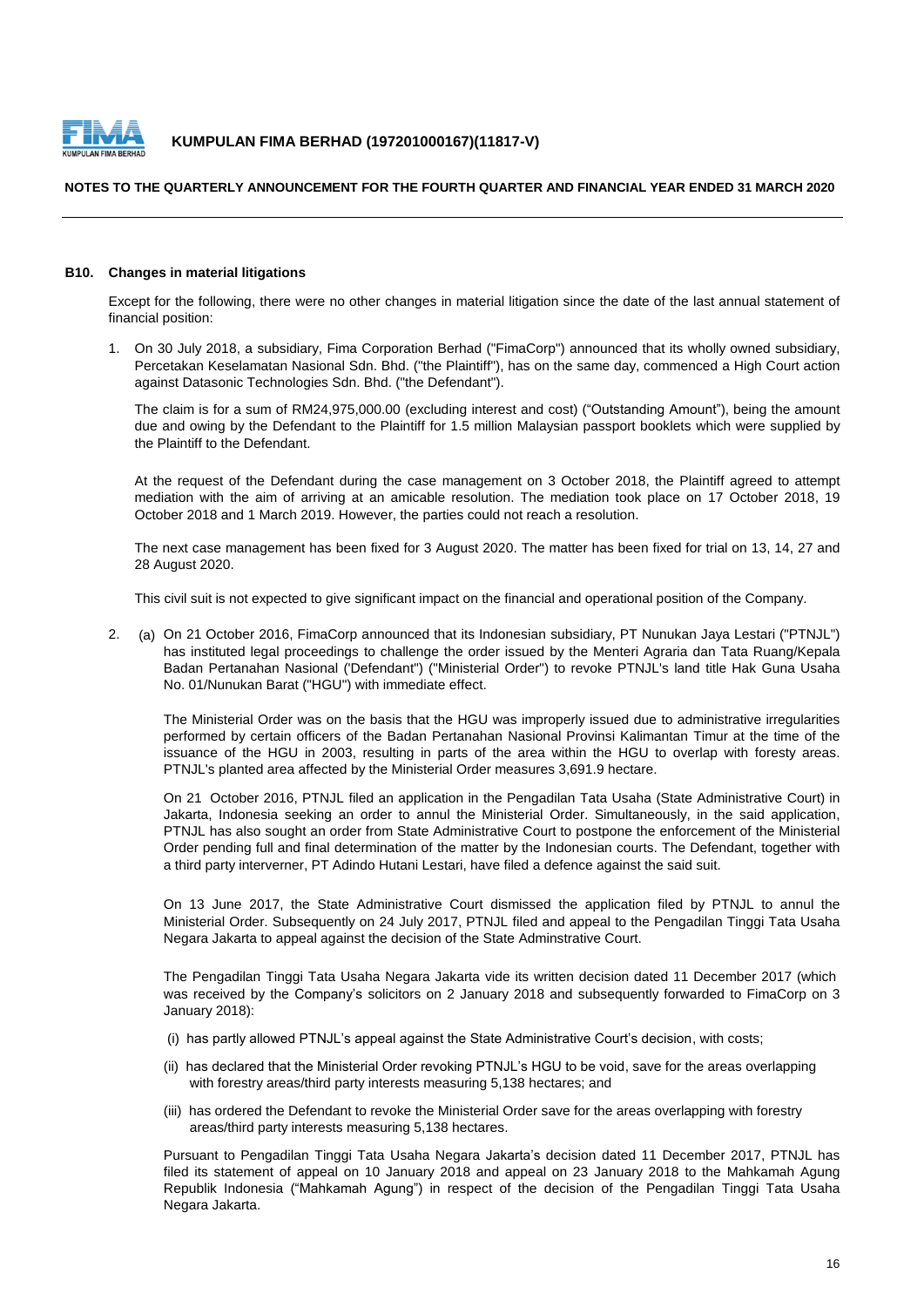**B10. Changes in material litigations**

Except for the following, there were no other changes in material litigation since the date of the last annual statement of financial position:

1. On 30 July 2018, a subsidiary, Fima Corporation Berhad ("FimaCorp") announced that its wholly owned subsidiary, Percetakan Keselamatan Nasional Sdn. Bhd. ("the Plaintiff"), has on the same day, commenced a High Court action against Datasonic Technologies Sdn. Bhd. ("the Defendant").

   The claim is for a sum of RM24,975,000.00 (excluding interest and cost) ("Outstanding Amount"), being the amount due and owing by the Defendant to the Plaintiff for 1.5 million Malaysian passport booklets which were supplied by the Plaintiff to the Defendant.

   At the request of the Defendant during the case management on 3 October 2018, the Plaintiff agreed to attempt mediation with the aim of arriving at an amicable resolution. The mediation took place on 17 October 2018, 19 October 2018 and 1 March 2019. However, the parties could not reach a resolution.

   The next case management has been fixed for 3 August 2020. The matter has been fixed for trial on 13, 14, 27 and 28 August 2020.

   This civil suit is not expected to give significant impact on the financial and operational position of the Company.

2. (a) On 21 October 2016, FimaCorp announced that its Indonesian subsidiary, PT Nunukan Jaya Lestari ("PTNJL") has instituted legal proceedings to challenge the order issued by the Menteri Agraria dan Tata Ruang/Kepala Badan Pertanahan Nasional ('Defendant") ("Ministerial Order") to revoke PTNJL's land title Hak Guna Usaha No. 01/Nunukan Barat ("HGU") with immediate effect.

   The Ministerial Order was on the basis that the HGU was improperly issued due to administrative irregularities performed by certain officers of the Badan Pertanahan Nasional Provinsi Kalimantan Timur at the time of the issuance of the HGU in 2003, resulting in parts of the area within the HGU to overlap with foresty areas. PTNJL's planted area affected by the Ministerial Order measures 3,691.9 hectare.

   On 21 October 2016, PTNJL filed an application in the Pengadilan Tata Usaha (State Administrative Court) in Jakarta, Indonesia seeking an order to annul the Ministerial Order. Simultaneously, in the said application, PTNJL has also sought an order from State Administrative Court to postpone the enforcement of the Ministerial Order pending full and final determination of the matter by the Indonesian courts. The Defendant, together with a third party interverner, PT Adindo Hutani Lestari, have filed a defence against the said suit.

   On 13 June 2017, the State Administrative Court dismissed the application filed by PTNJL to annul the Ministerial Order. Subsequently on 24 July 2017, PTNJL filed and appeal to the Pengadilan Tinggi Tata Usaha Negara Jakarta to appeal against the decision of the State Adminstrative Court.

   The Pengadilan Tinggi Tata Usaha Negara Jakarta vide its written decision dated 11 December 2017 (which was received by the Company's solicitors on 2 January 2018 and subsequently forwarded to FimaCorp on 3 January 2018):

   (i) has partly allowed PTNJL's appeal against the State Administrative Court's decision, with costs;

   (ii) has declared that the Ministerial Order revoking PTNJL's HGU to be void, save for the areas overlapping with forestry areas/third party interests measuring 5,138 hectares; and

   (iii) has ordered the Defendant to revoke the Ministerial Order save for the areas overlapping with forestry areas/third party interests measuring 5,138 hectares.

   Pursuant to Pengadilan Tinggi Tata Usaha Negara Jakarta's decision dated 11 December 2017, PTNJL has filed its statement of appeal on 10 January 2018 and appeal on 23 January 2018 to the Mahkamah Agung Republik Indonesia ("Mahkamah Agung") in respect of the decision of the Pengadilan Tinggi Tata Usaha Negara Jakarta.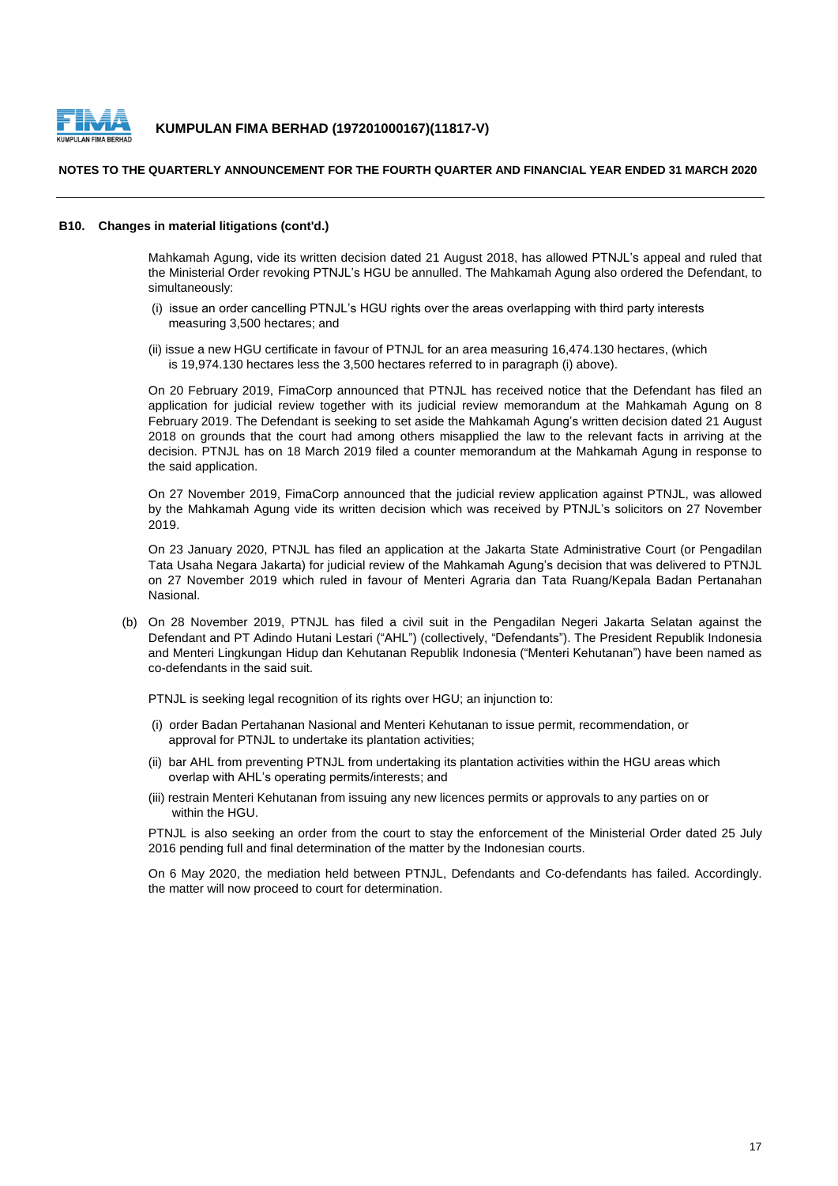### B10. Changes in material litigations (cont'd.)

Mahkamah Agung, vide its written decision dated 21 August 2018, has allowed PTNJL's appeal and ruled that the Ministerial Order revoking PTNJL's HGU be annulled. The Mahkamah Agung also ordered the Defendant, to simultaneously:

(i) issue an order cancelling PTNJL's HGU rights over the areas overlapping with third party interests measuring 3,500 hectares; and

(ii) issue a new HGU certificate in favour of PTNJL for an area measuring 16,474.130 hectares, (which is 19,974.130 hectares less the 3,500 hectares referred to in paragraph (i) above).

On 20 February 2019, FimaCorp announced that PTNJL has received notice that the Defendant has filed an application for judicial review together with its judicial review memorandum at the Mahkamah Agung on 8 February 2019. The Defendant is seeking to set aside the Mahkamah Agung's written decision dated 21 August 2018 on grounds that the court had among others misapplied the law to the relevant facts in arriving at the decision. PTNJL has on 18 March 2019 filed a counter memorandum at the Mahkamah Agung in response to the said application.

On 27 November 2019, FimaCorp announced that the judicial review application against PTNJL, was allowed by the Mahkamah Agung vide its written decision which was received by PTNJL's solicitors on 27 November 2019.

On 23 January 2020, PTNJL has filed an application at the Jakarta State Administrative Court (or Pengadilan Tata Usaha Negara Jakarta) for judicial review of the Mahkamah Agung's decision that was delivered to PTNJL on 27 November 2019 which ruled in favour of Menteri Agraria dan Tata Ruang/Kepala Badan Pertanahan Nasional.

(b) On 28 November 2019, PTNJL has filed a civil suit in the Pengadilan Negeri Jakarta Selatan against the Defendant and PT Adindo Hutani Lestari ("AHL") (collectively, "Defendants"). The President Republik Indonesia and Menteri Lingkungan Hidup dan Kehutanan Republik Indonesia ("Menteri Kehutanan") have been named as co-defendants in the said suit.

PTNJL is seeking legal recognition of its rights over HGU; an injunction to:

(i) order Badan Pertahanan Nasional and Menteri Kehutanan to issue permit, recommendation, or approval for PTNJL to undertake its plantation activities;

(ii) bar AHL from preventing PTNJL from undertaking its plantation activities within the HGU areas which overlap with AHL's operating permits/interests; and

(iii) restrain Menteri Kehutanan from issuing any new licences permits or approvals to any parties on or within the HGU.

PTNJL is also seeking an order from the court to stay the enforcement of the Ministerial Order dated 25 July 2016 pending full and final determination of the matter by the Indonesian courts.

On 6 May 2020, the mediation held between PTNJL, Defendants and Co-defendants has failed. Accordingly. the matter will now proceed to court for determination.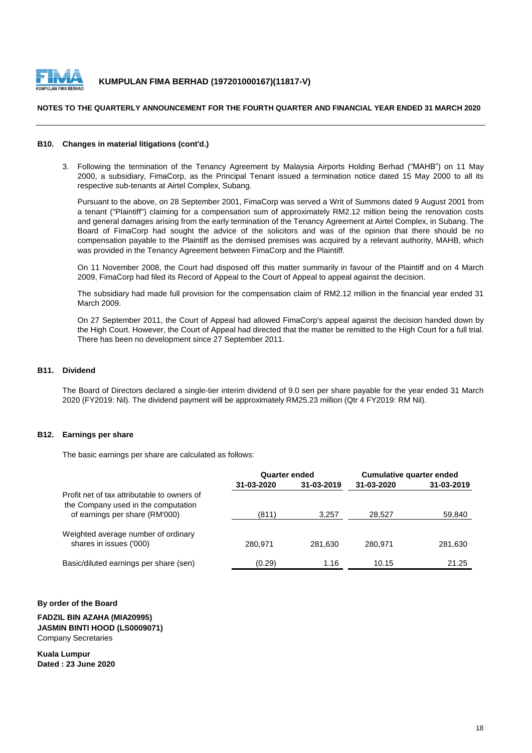**NOTES TO THE QUARTERLY ANNOUNCEMENT FOR THE FOURTH QUARTER AND FINANCIAL YEAR ENDED 31 MARCH 2020**

**B10. Changes in material litigations (cont'd.)**

3. Following the termination of the Tenancy Agreement by Malaysia Airports Holding Berhad ("MAHB") on 11 May 2000, a subsidiary, FimaCorp, as the Principal Tenant issued a termination notice dated 15 May 2000 to all its respective sub-tenants at Airtel Complex, Subang.

   Pursuant to the above, on 28 September 2001, FimaCorp was served a Writ of Summons dated 9 August 2001 from a tenant ("Plaintiff") claiming for a compensation sum of approximately RM2.12 million being the renovation costs and general damages arising from the early termination of the Tenancy Agreement at Airtel Complex, in Subang. The Board of FimaCorp had sought the advice of the solicitors and was of the opinion that there should be no compensation payable to the Plaintiff as the demised premises was acquired by a relevant authority, MAHB, which was provided in the Tenancy Agreement between FimaCorp and the Plaintiff.

   On 11 November 2008, the Court had disposed off this matter summarily in favour of the Plaintiff and on 4 March 2009, FimaCorp had filed its Record of Appeal to the Court of Appeal to appeal against the decision.

   The subsidiary had made full provision for the compensation claim of RM2.12 million in the financial year ended 31 March 2009.

   On 27 September 2011, the Court of Appeal had allowed FimaCorp's appeal against the decision handed down by the High Court. However, the Court of Appeal had directed that the matter be remitted to the High Court for a full trial. There has been no development since 27 September 2011.

**B11. Dividend**

The Board of Directors declared a single-tier interim dividend of 9.0 sen per share payable for the year ended 31 March 2020 (FY2019: Nil). The dividend payment will be approximately RM25.23 million (Qtr 4 FY2019: RM Nil).

**B12. Earnings per share**

The basic earnings per share are calculated as follows:

| | Quarter ended | | Cumulative quarter ended | |
|---|---|---|---|---|
| | 31-03-2020 | 31-03-2019 | 31-03-2020 | 31-03-2019 |
| Profit net of tax attributable to owners of the Company used in the computation of earnings per share (RM'000) | (811) | 3,257 | 28,527 | 59,840 |
| Weighted average number of ordinary shares in issues ('000) | 280,971 | 281,630 | 280,971 | 281,630 |
| Basic/diluted earnings per share (sen) | (0.29) | 1.16 | 10.15 | 21.25 |

**By order of the Board**

**FADZIL BIN AZAHA (MIA20995)**
**JASMIN BINTI HOOD (LS0009071)**
Company Secretaries

**Kuala Lumpur**
**Dated : 23 June 2020**